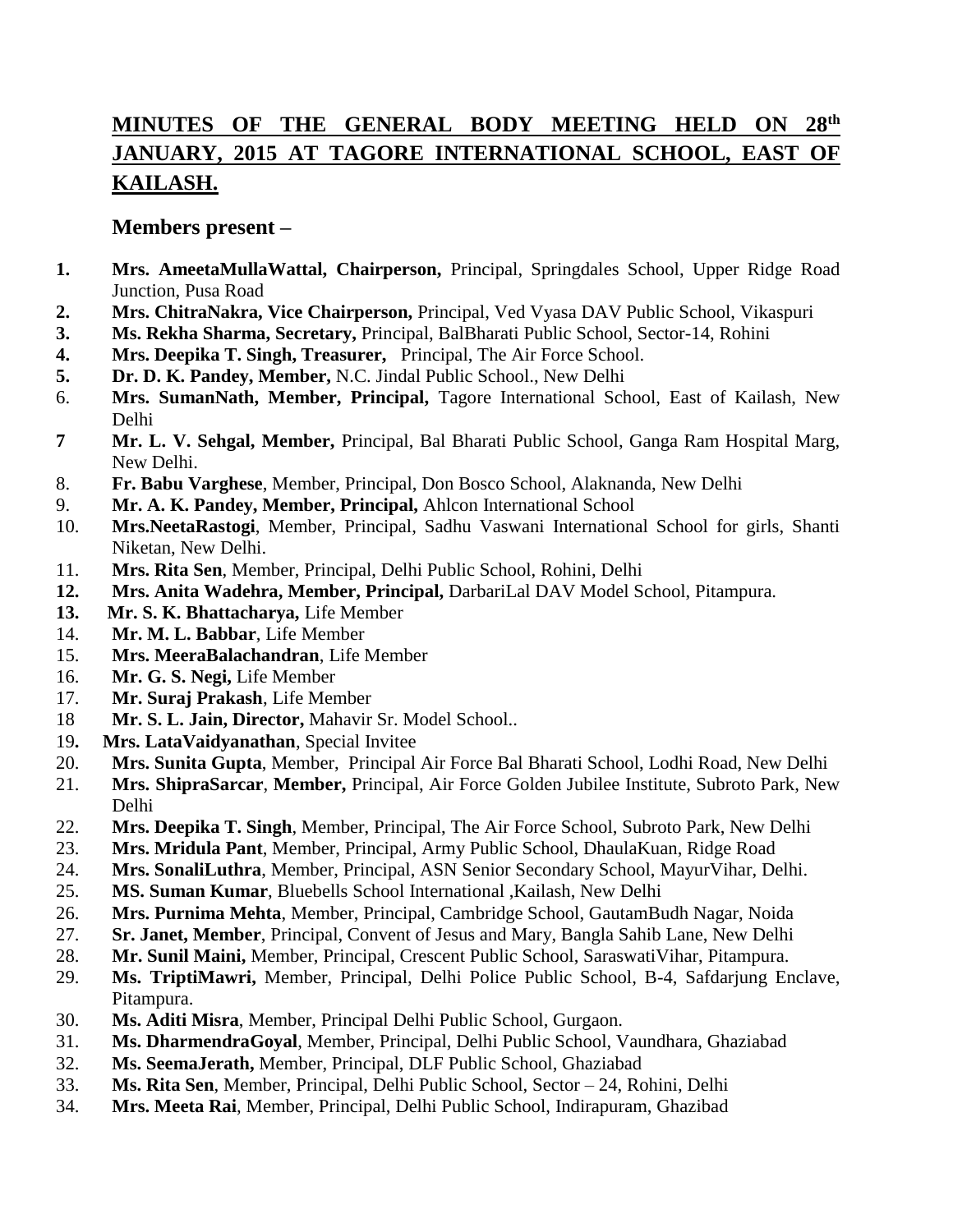# MINUTES OF THE GENERAL BODY MEETING HELD ON 28th JANUARY, 2015 AT TAGORE INTERNATIONAL SCHOOL, EAST OF KAILASH.

## Members present –

1. **Mrs. AmeetaMullaWattal, Chairperson,** Principal, Springdales School, Upper Ridge Road Junction, Pusa Road
2. **Mrs. ChitraNakra, Vice Chairperson,** Principal, Ved Vyasa DAV Public School, Vikaspuri
3. **Ms. Rekha Sharma, Secretary,** Principal, BalBharati Public School, Sector-14, Rohini
4. **Mrs. Deepika T. Singh, Treasurer,** Principal, The Air Force School.
5. **Dr. D. K. Pandey, Member,** N.C. Jindal Public School., New Delhi
6. **Mrs. SumanNath, Member, Principal,** Tagore International School, East of Kailash, New Delhi
7. **Mr. L. V. Sehgal, Member,** Principal, Bal Bharati Public School, Ganga Ram Hospital Marg, New Delhi.
8. **Fr. Babu Varghese**, Member, Principal, Don Bosco School, Alaknanda, New Delhi
9. **Mr. A. K. Pandey, Member, Principal,** Ahlcon International School
10. **Mrs.NeetaRastogi**, Member, Principal, Sadhu Vaswani International School for girls, Shanti Niketan, New Delhi.
11. **Mrs. Rita Sen**, Member, Principal, Delhi Public School, Rohini, Delhi
12. **Mrs. Anita Wadehra, Member, Principal,** DarbariLal DAV Model School, Pitampura.
13. **Mr. S. K. Bhattacharya,** Life Member
14. **Mr. M. L. Babbar**, Life Member
15. **Mrs. MeeraBalachandran**, Life Member
16. **Mr. G. S. Negi,** Life Member
17. **Mr. Suraj Prakash**, Life Member
18. **Mr. S. L. Jain, Director,** Mahavir Sr. Model School..
19. **Mrs. LataVaidyanathan**, Special Invitee
20. **Mrs. Sunita Gupta**, Member, Principal Air Force Bal Bharati School, Lodhi Road, New Delhi
21. **Mrs. ShipraSarcar**, **Member,** Principal, Air Force Golden Jubilee Institute, Subroto Park, New Delhi
22. **Mrs. Deepika T. Singh**, Member, Principal, The Air Force School, Subroto Park, New Delhi
23. **Mrs. Mridula Pant**, Member, Principal, Army Public School, DhaulaKuan, Ridge Road
24. **Mrs. SonaliLuthra**, Member, Principal, ASN Senior Secondary School, MayurVihar, Delhi.
25. **MS. Suman Kumar**, Bluebells School International ,Kailash, New Delhi
26. **Mrs. Purnima Mehta**, Member, Principal, Cambridge School, GautamBudh Nagar, Noida
27. **Sr. Janet, Member**, Principal, Convent of Jesus and Mary, Bangla Sahib Lane, New Delhi
28. **Mr. Sunil Maini,** Member, Principal, Crescent Public School, SaraswatiVihar, Pitampura.
29. **Ms. TriptiMawri,** Member, Principal, Delhi Police Public School, B-4, Safdarjung Enclave, Pitampura.
30. **Ms. Aditi Misra**, Member, Principal Delhi Public School, Gurgaon.
31. **Ms. DharmendraGoyal**, Member, Principal, Delhi Public School, Vaundhara, Ghaziabad
32. **Ms. SeemaJerath,** Member, Principal, DLF Public School, Ghaziabad
33. **Ms. Rita Sen**, Member, Principal, Delhi Public School, Sector – 24, Rohini, Delhi
34. **Mrs. Meeta Rai**, Member, Principal, Delhi Public School, Indirapuram, Ghazibad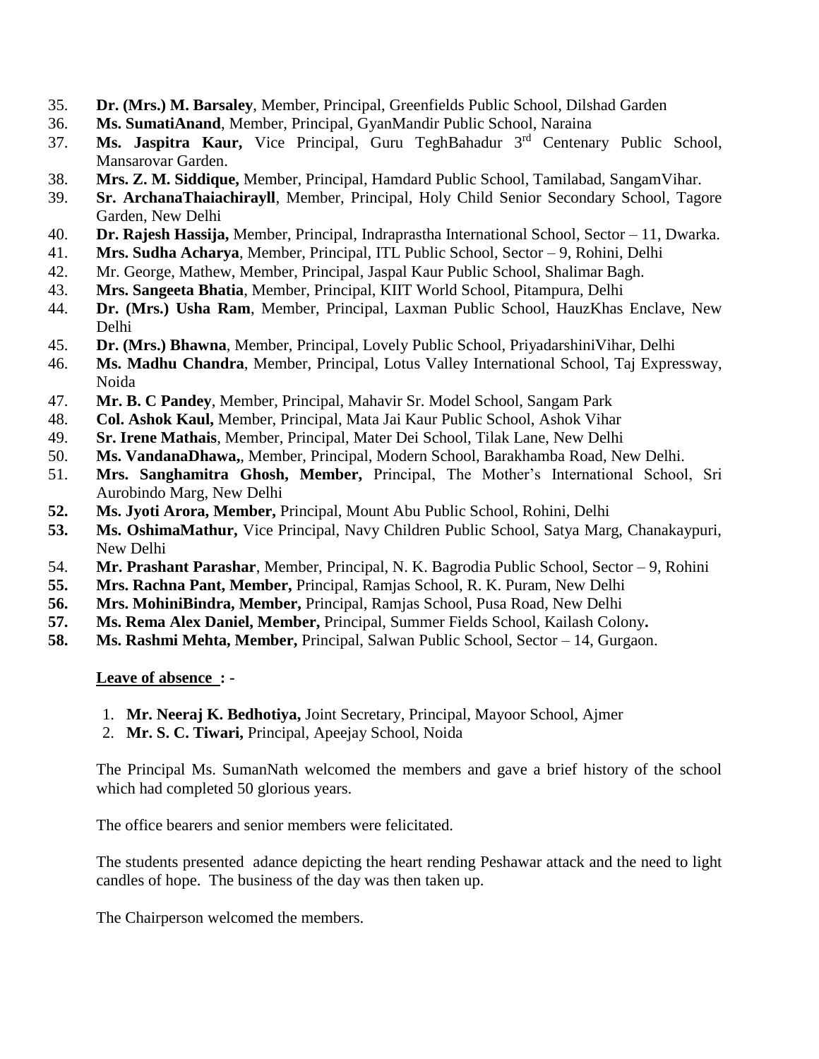35. **Dr. (Mrs.) M. Barsaley**, Member, Principal, Greenfields Public School, Dilshad Garden
36. **Ms. SumatiAnand**, Member, Principal, GyanMandir Public School, Naraina
37. **Ms. Jaspitra Kaur,** Vice Principal, Guru TeghBahadur 3rd Centenary Public School, Mansarovar Garden.
38. **Mrs. Z. M. Siddique,** Member, Principal, Hamdard Public School, Tamilabad, SangamVihar.
39. **Sr. ArchanaThaiachirayll**, Member, Principal, Holy Child Senior Secondary School, Tagore Garden, New Delhi
40. **Dr. Rajesh Hassija,** Member, Principal, Indraprastha International School, Sector – 11, Dwarka.
41. **Mrs. Sudha Acharya**, Member, Principal, ITL Public School, Sector – 9, Rohini, Delhi
42. Mr. George, Mathew, Member, Principal, Jaspal Kaur Public School, Shalimar Bagh.
43. **Mrs. Sangeeta Bhatia**, Member, Principal, KIIT World School, Pitampura, Delhi
44. **Dr. (Mrs.) Usha Ram**, Member, Principal, Laxman Public School, HauzKhas Enclave, New Delhi
45. **Dr. (Mrs.) Bhawna**, Member, Principal, Lovely Public School, PriyadarshiniVihar, Delhi
46. **Ms. Madhu Chandra**, Member, Principal, Lotus Valley International School, Taj Expressway, Noida
47. **Mr. B. C Pandey**, Member, Principal, Mahavir Sr. Model School, Sangam Park
48. **Col. Ashok Kaul,** Member, Principal, Mata Jai Kaur Public School, Ashok Vihar
49. **Sr. Irene Mathais**, Member, Principal, Mater Dei School, Tilak Lane, New Delhi
50. **Ms. VandanaDhawa,**, Member, Principal, Modern School, Barakhamba Road, New Delhi.
51. **Mrs. Sanghamitra Ghosh, Member,** Principal, The Mother's International School, Sri Aurobindo Marg, New Delhi
52. **Ms. Jyoti Arora, Member,** Principal, Mount Abu Public School, Rohini, Delhi
53. **Ms. OshimaMathur,** Vice Principal, Navy Children Public School, Satya Marg, Chanakaypuri, New Delhi
54. **Mr. Prashant Parashar**, Member, Principal, N. K. Bagrodia Public School, Sector – 9, Rohini
55. **Mrs. Rachna Pant, Member,** Principal, Ramjas School, R. K. Puram, New Delhi
56. **Mrs. MohiniBindra, Member,** Principal, Ramjas School, Pusa Road, New Delhi
57. **Ms. Rema Alex Daniel, Member,** Principal, Summer Fields School, Kailash Colony**.**
58. **Ms. Rashmi Mehta, Member,** Principal, Salwan Public School, Sector – 14, Gurgaon.

**Leave of absence : -**

1. **Mr. Neeraj K. Bedhotiya,** Joint Secretary, Principal, Mayoor School, Ajmer
2. **Mr. S. C. Tiwari,** Principal, Apeejay School, Noida

The Principal Ms. SumanNath welcomed the members and gave a brief history of the school which had completed 50 glorious years.

The office bearers and senior members were felicitated.

The students presented adance depicting the heart rending Peshawar attack and the need to light candles of hope. The business of the day was then taken up.

The Chairperson welcomed the members.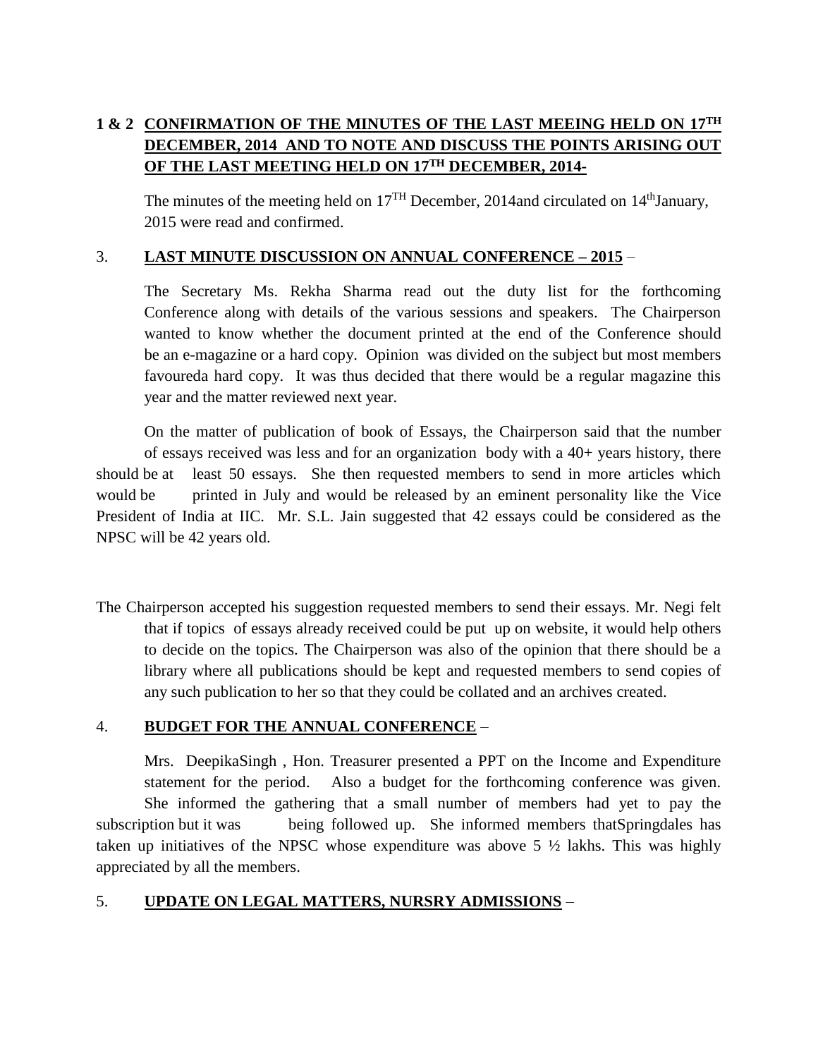**1 & 2 CONFIRMATION OF THE MINUTES OF THE LAST MEEING HELD ON 17TH DECEMBER, 2014 AND TO NOTE AND DISCUSS THE POINTS ARISING OUT OF THE LAST MEETING HELD ON 17TH DECEMBER, 2014-**

The minutes of the meeting held on 17TH December, 2014and circulated on 14thJanuary, 2015 were read and confirmed.

3. **LAST MINUTE DISCUSSION ON ANNUAL CONFERENCE – 2015** –

The Secretary Ms. Rekha Sharma read out the duty list for the forthcoming Conference along with details of the various sessions and speakers. The Chairperson wanted to know whether the document printed at the end of the Conference should be an e-magazine or a hard copy. Opinion was divided on the subject but most members favoureda hard copy. It was thus decided that there would be a regular magazine this year and the matter reviewed next year.

On the matter of publication of book of Essays, the Chairperson said that the number of essays received was less and for an organization body with a 40+ years history, there should be at least 50 essays. She then requested members to send in more articles which would be printed in July and would be released by an eminent personality like the Vice President of India at IIC. Mr. S.L. Jain suggested that 42 essays could be considered as the NPSC will be 42 years old.

The Chairperson accepted his suggestion requested members to send their essays. Mr. Negi felt that if topics of essays already received could be put up on website, it would help others to decide on the topics. The Chairperson was also of the opinion that there should be a library where all publications should be kept and requested members to send copies of any such publication to her so that they could be collated and an archives created.

4. **BUDGET FOR THE ANNUAL CONFERENCE** –

Mrs. DeepikaSingh , Hon. Treasurer presented a PPT on the Income and Expenditure statement for the period. Also a budget for the forthcoming conference was given. She informed the gathering that a small number of members had yet to pay the subscription but it was being followed up. She informed members thatSpringdales has taken up initiatives of the NPSC whose expenditure was above 5 ½ lakhs. This was highly appreciated by all the members.

5. **UPDATE ON LEGAL MATTERS, NURSRY ADMISSIONS** –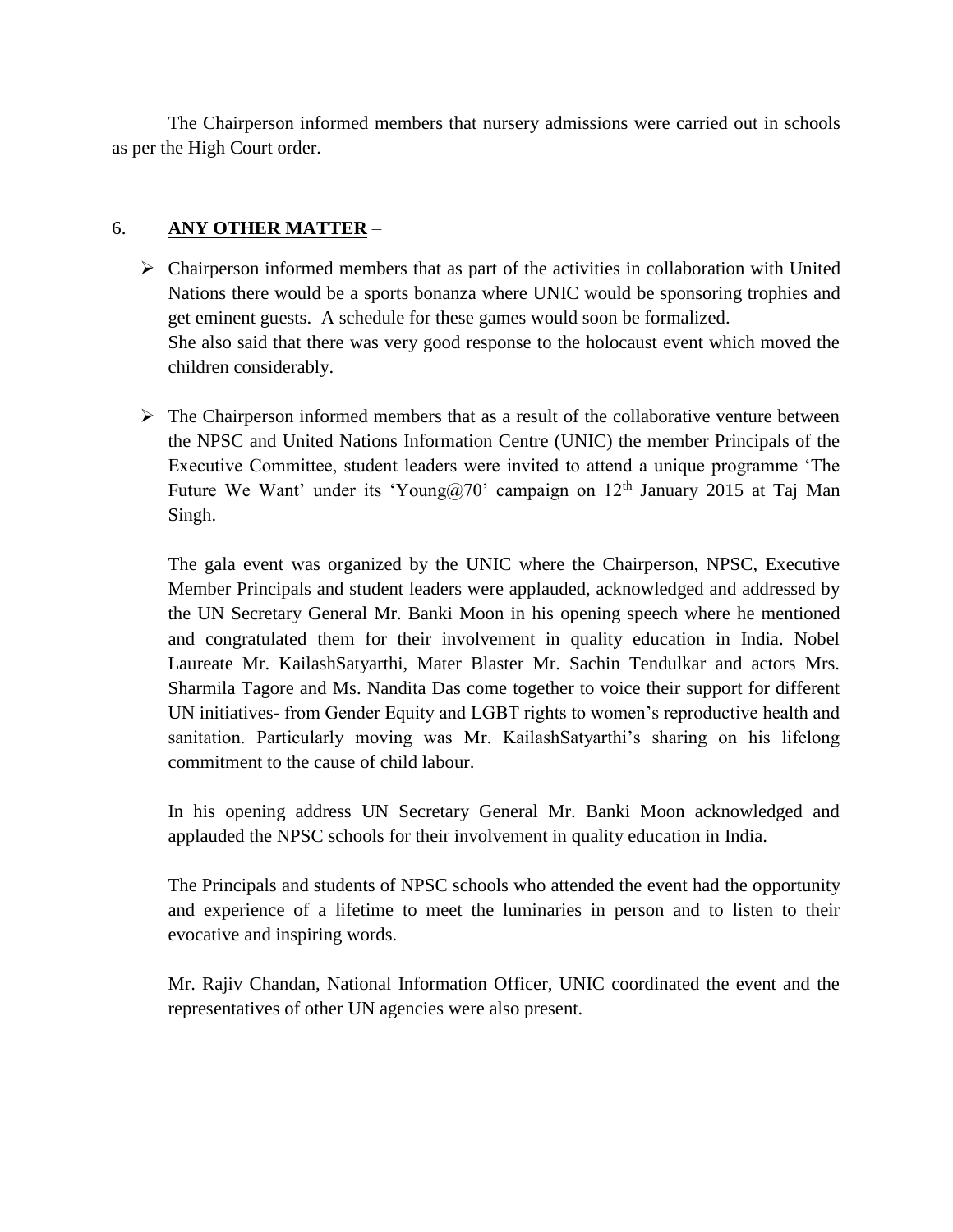The Chairperson informed members that nursery admissions were carried out in schools as per the High Court order.

6. **ANY OTHER MATTER** –

- Chairperson informed members that as part of the activities in collaboration with United Nations there would be a sports bonanza where UNIC would be sponsoring trophies and get eminent guests. A schedule for these games would soon be formalized.
  She also said that there was very good response to the holocaust event which moved the children considerably.

- The Chairperson informed members that as a result of the collaborative venture between the NPSC and United Nations Information Centre (UNIC) the member Principals of the Executive Committee, student leaders were invited to attend a unique programme 'The Future We Want' under its 'Young@70' campaign on 12th January 2015 at Taj Man Singh.

  The gala event was organized by the UNIC where the Chairperson, NPSC, Executive Member Principals and student leaders were applauded, acknowledged and addressed by the UN Secretary General Mr. Banki Moon in his opening speech where he mentioned and congratulated them for their involvement in quality education in India. Nobel Laureate Mr. KailashSatyarthi, Mater Blaster Mr. Sachin Tendulkar and actors Mrs. Sharmila Tagore and Ms. Nandita Das come together to voice their support for different UN initiatives- from Gender Equity and LGBT rights to women's reproductive health and sanitation. Particularly moving was Mr. KailashSatyarthi's sharing on his lifelong commitment to the cause of child labour.

  In his opening address UN Secretary General Mr. Banki Moon acknowledged and applauded the NPSC schools for their involvement in quality education in India.

  The Principals and students of NPSC schools who attended the event had the opportunity and experience of a lifetime to meet the luminaries in person and to listen to their evocative and inspiring words.

  Mr. Rajiv Chandan, National Information Officer, UNIC coordinated the event and the representatives of other UN agencies were also present.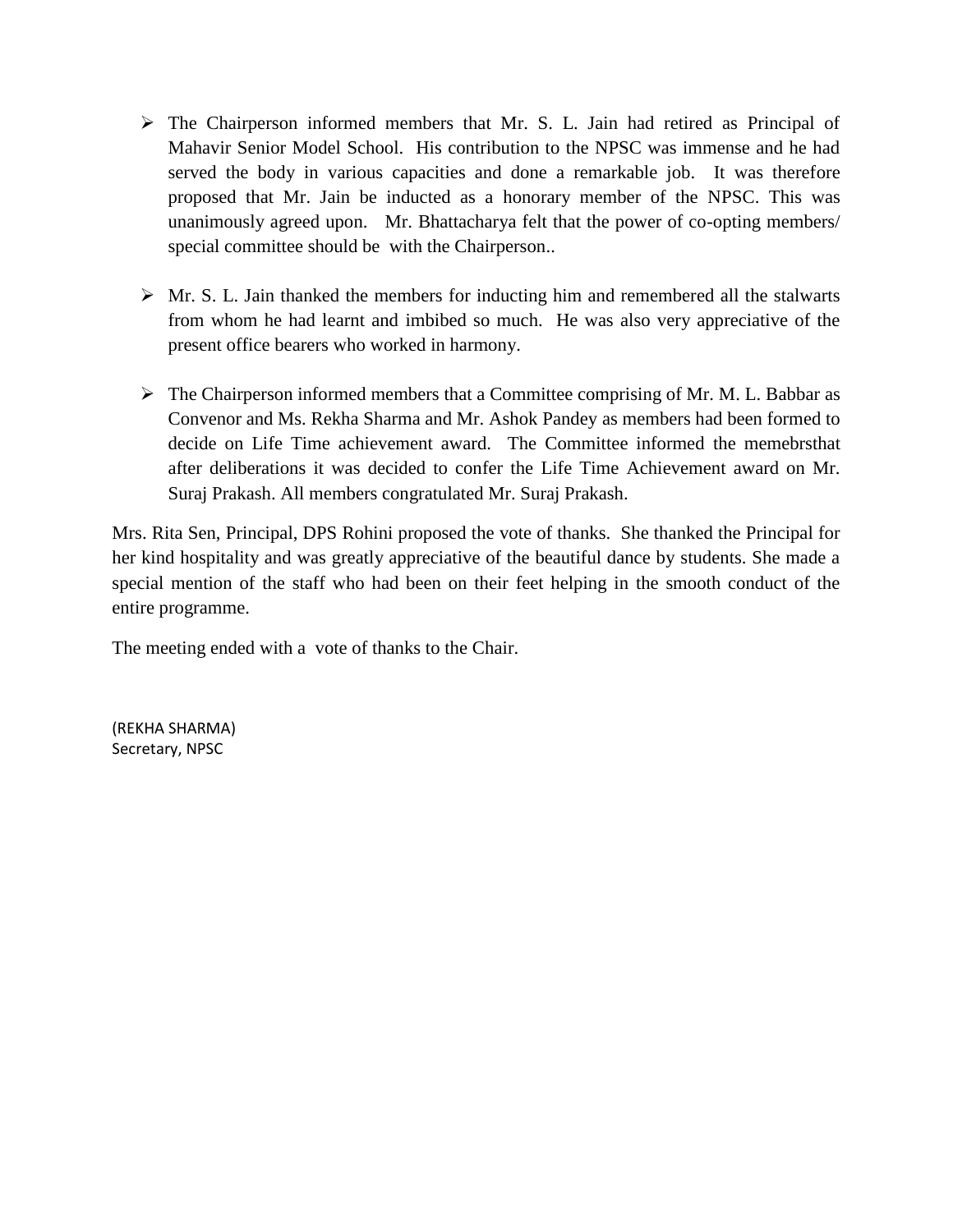- The Chairperson informed members that Mr. S. L. Jain had retired as Principal of Mahavir Senior Model School. His contribution to the NPSC was immense and he had served the body in various capacities and done a remarkable job. It was therefore proposed that Mr. Jain be inducted as a honorary member of the NPSC. This was unanimously agreed upon. Mr. Bhattacharya felt that the power of co-opting members/ special committee should be with the Chairperson..

- Mr. S. L. Jain thanked the members for inducting him and remembered all the stalwarts from whom he had learnt and imbibed so much. He was also very appreciative of the present office bearers who worked in harmony.

- The Chairperson informed members that a Committee comprising of Mr. M. L. Babbar as Convenor and Ms. Rekha Sharma and Mr. Ashok Pandey as members had been formed to decide on Life Time achievement award. The Committee informed the memebrsthat after deliberations it was decided to confer the Life Time Achievement award on Mr. Suraj Prakash. All members congratulated Mr. Suraj Prakash.

Mrs. Rita Sen, Principal, DPS Rohini proposed the vote of thanks. She thanked the Principal for her kind hospitality and was greatly appreciative of the beautiful dance by students. She made a special mention of the staff who had been on their feet helping in the smooth conduct of the entire programme.

The meeting ended with a vote of thanks to the Chair.

(REKHA SHARMA)
Secretary, NPSC